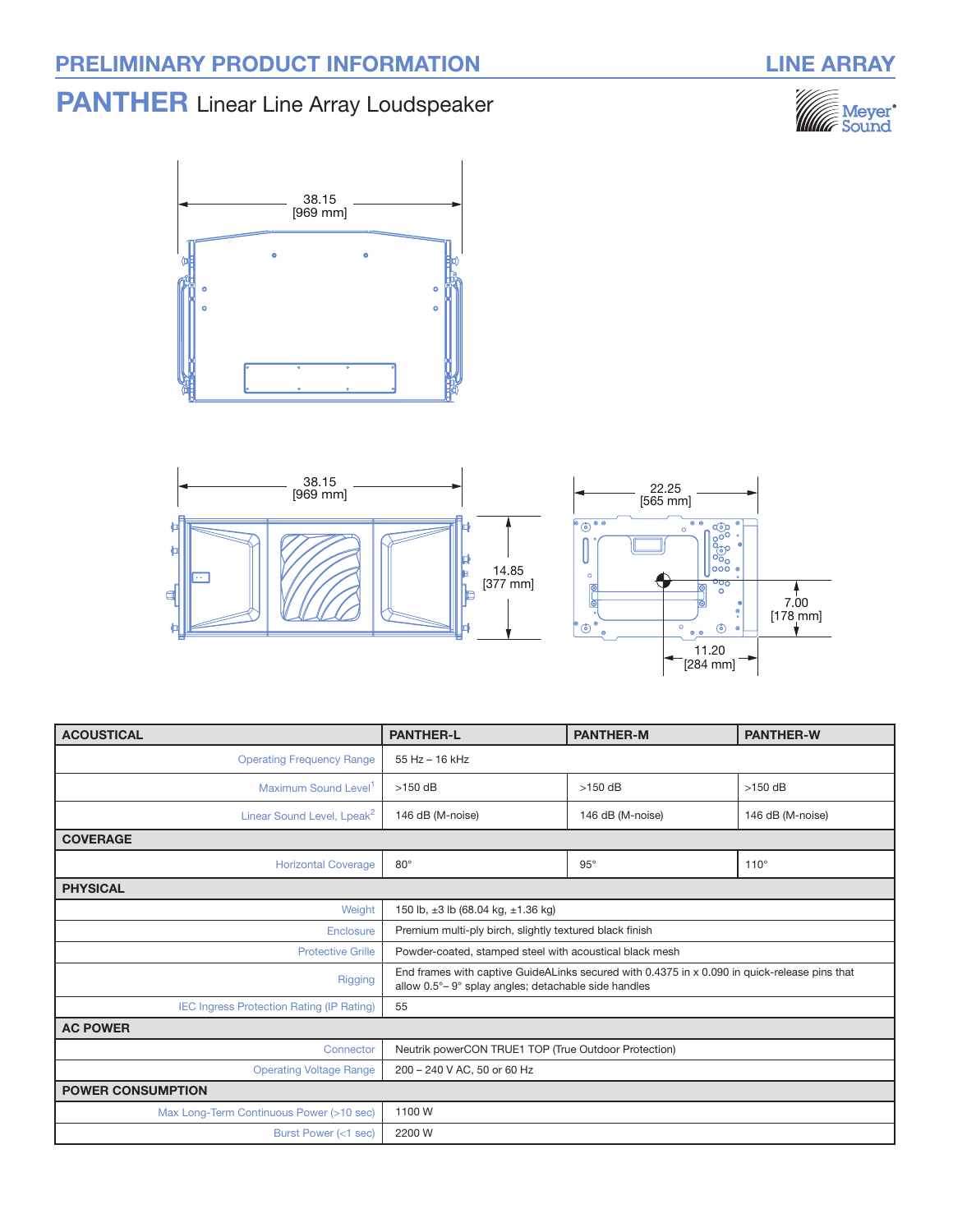PRELIMINARY PRODUCT INFORMATION

LINE ARRAY

# PANTHER Linear Line Array Loudspeaker

38.15
[969 mm]

38.15
[969 mm]

14.85
[377 mm]

22.25
[565 mm]

7.00
[178 mm]

11.20
[284 mm]

| ACOUSTICAL | PANTHER-L | PANTHER-M | PANTHER-W |
|---|---|---|---|
| Operating Frequency Range | 55 Hz – 16 kHz | | |
| Maximum Sound Level[1] | >150 dB | >150 dB | >150 dB |
| Linear Sound Level, Lpeak[2] | 146 dB (M-noise) | 146 dB (M-noise) | 146 dB (M-noise) |
| **COVERAGE** | | | |
| Horizontal Coverage | 80° | 95° | 110° |
| **PHYSICAL** | | | |
| Weight | 150 lb, ±3 lb (68.04 kg, ±1.36 kg) | | |
| Enclosure | Premium multi-ply birch, slightly textured black finish | | |
| Protective Grille | Powder-coated, stamped steel with acoustical black mesh | | |
| Rigging | End frames with captive GuideALinks secured with 0.4375 in x 0.090 in quick-release pins that allow 0.5°– 9° splay angles; detachable side handles | | |
| IEC Ingress Protection Rating (IP Rating) | 55 | | |
| **AC POWER** | | | |
| Connector | Neutrik powerCON TRUE1 TOP (True Outdoor Protection) | | |
| Operating Voltage Range | 200 – 240 V AC, 50 or 60 Hz | | |
| **POWER CONSUMPTION** | | | |
| Max Long-Term Continuous Power (>10 sec) | 1100 W | | |
| Burst Power (<1 sec) | 2200 W | | |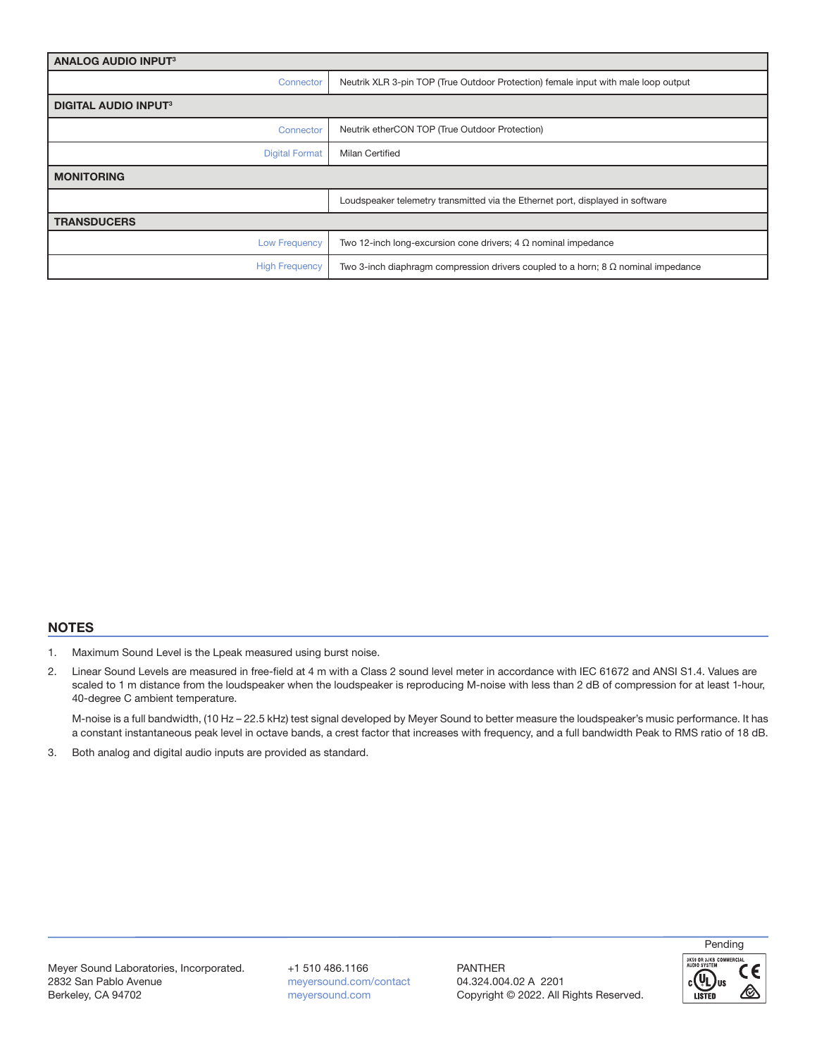| | |
|---|---|
| **ANALOG AUDIO INPUT[3]** | |
| Connector | Neutrik XLR 3-pin TOP (True Outdoor Protection) female input with male loop output |
| **DIGITAL AUDIO INPUT[3]** | |
| Connector | Neutrik etherCON TOP (True Outdoor Protection) |
| Digital Format | Milan Certified |
| **MONITORING** | |
| | Loudspeaker telemetry transmitted via the Ethernet port, displayed in software |
| **TRANSDUCERS** | |
| Low Frequency | Two 12-inch long-excursion cone drivers; 4 Ω nominal impedance |
| High Frequency | Two 3-inch diaphragm compression drivers coupled to a horn; 8 Ω nominal impedance |

## NOTES

1. Maximum Sound Level is the Lpeak measured using burst noise.
2. Linear Sound Levels are measured in free-field at 4 m with a Class 2 sound level meter in accordance with IEC 61672 and ANSI S1.4. Values are scaled to 1 m distance from the loudspeaker when the loudspeaker is reproducing M-noise with less than 2 dB of compression for at least 1-hour, 40-degree C ambient temperature.

   M-noise is a full bandwidth, (10 Hz – 22.5 kHz) test signal developed by Meyer Sound to better measure the loudspeaker's music performance. It has a constant instantaneous peak level in octave bands, a crest factor that increases with frequency, and a full bandwidth Peak to RMS ratio of 18 dB.
3. Both analog and digital audio inputs are provided as standard.

Meyer Sound Laboratories, Incorporated.
2832 San Pablo Avenue
Berkeley, CA 94702

+1 510 486.1166
meyersound.com/contact
meyersound.com

PANTHER
04.324.004.02 A 2201
Copyright © 2022. All Rights Reserved.

Pending